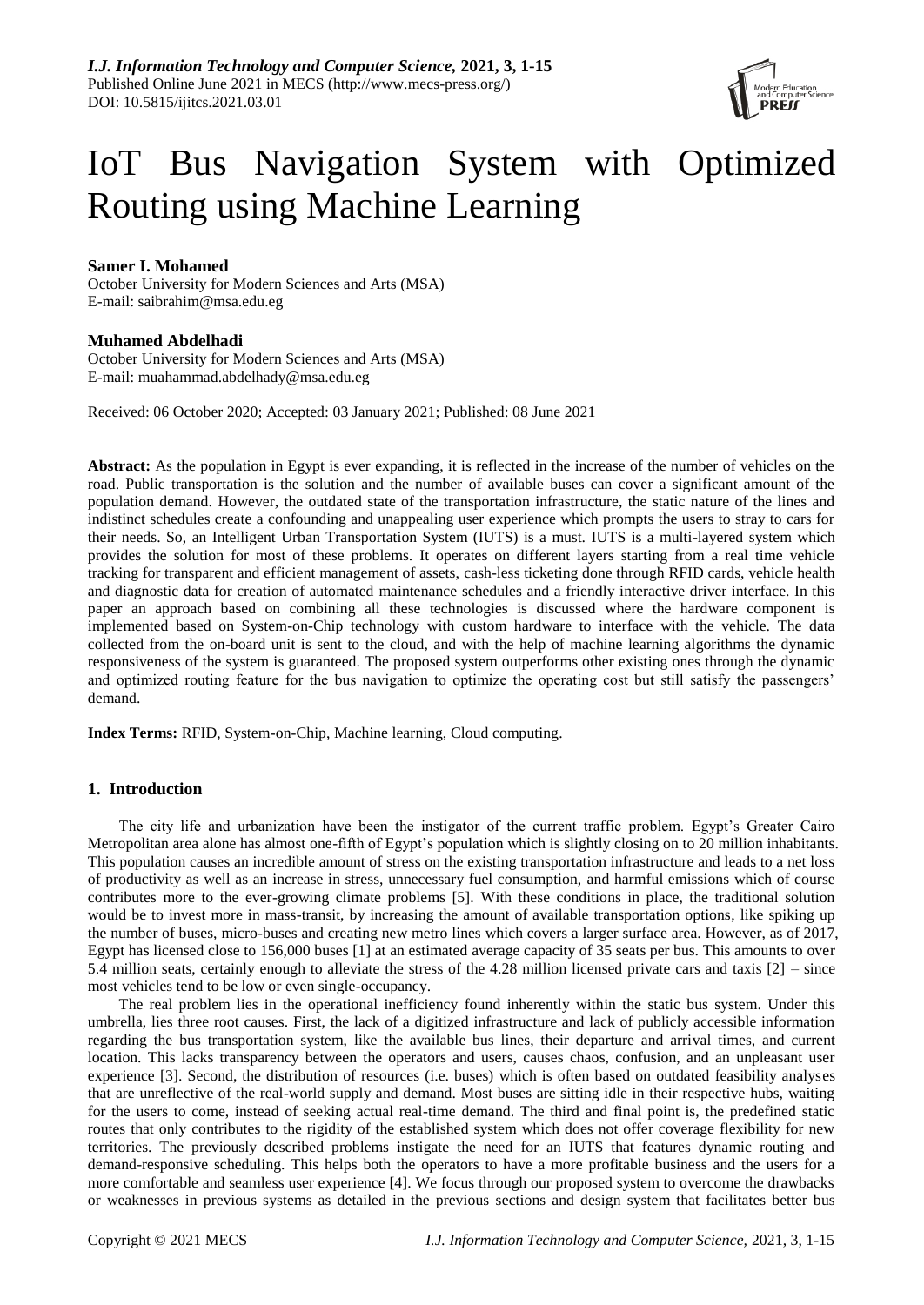# IoT Bus Navigation System with Optimized Routing using Machine Learning

**Samer I. Mohamed**
October University for Modern Sciences and Arts (MSA)
E-mail: saibrahim@msa.edu.eg

**Muhamed Abdelhadi**
October University for Modern Sciences and Arts (MSA)
E-mail: muahammad.abdelhady@msa.edu.eg

Received: 06 October 2020; Accepted: 03 January 2021; Published: 08 June 2021

**Abstract:** As the population in Egypt is ever expanding, it is reflected in the increase of the number of vehicles on the road. Public transportation is the solution and the number of available buses can cover a significant amount of the population demand. However, the outdated state of the transportation infrastructure, the static nature of the lines and indistinct schedules create a confounding and unappealing user experience which prompts the users to stray to cars for their needs. So, an Intelligent Urban Transportation System (IUTS) is a must. IUTS is a multi-layered system which provides the solution for most of these problems. It operates on different layers starting from a real time vehicle tracking for transparent and efficient management of assets, cash-less ticketing done through RFID cards, vehicle health and diagnostic data for creation of automated maintenance schedules and a friendly interactive driver interface. In this paper an approach based on combining all these technologies is discussed where the hardware component is implemented based on System-on-Chip technology with custom hardware to interface with the vehicle. The data collected from the on-board unit is sent to the cloud, and with the help of machine learning algorithms the dynamic responsiveness of the system is guaranteed. The proposed system outperforms other existing ones through the dynamic and optimized routing feature for the bus navigation to optimize the operating cost but still satisfy the passengers' demand.

**Index Terms:** RFID, System-on-Chip, Machine learning, Cloud computing.

## 1. Introduction

The city life and urbanization have been the instigator of the current traffic problem. Egypt's Greater Cairo Metropolitan area alone has almost one-fifth of Egypt's population which is slightly closing on to 20 million inhabitants. This population causes an incredible amount of stress on the existing transportation infrastructure and leads to a net loss of productivity as well as an increase in stress, unnecessary fuel consumption, and harmful emissions which of course contributes more to the ever-growing climate problems [5]. With these conditions in place, the traditional solution would be to invest more in mass-transit, by increasing the amount of available transportation options, like spiking up the number of buses, micro-buses and creating new metro lines which covers a larger surface area. However, as of 2017, Egypt has licensed close to 156,000 buses [1] at an estimated average capacity of 35 seats per bus. This amounts to over 5.4 million seats, certainly enough to alleviate the stress of the 4.28 million licensed private cars and taxis [2] – since most vehicles tend to be low or even single-occupancy.

The real problem lies in the operational inefficiency found inherently within the static bus system. Under this umbrella, lies three root causes. First, the lack of a digitized infrastructure and lack of publicly accessible information regarding the bus transportation system, like the available bus lines, their departure and arrival times, and current location. This lacks transparency between the operators and users, causes chaos, confusion, and an unpleasant user experience [3]. Second, the distribution of resources (i.e. buses) which is often based on outdated feasibility analyses that are unreflective of the real-world supply and demand. Most buses are sitting idle in their respective hubs, waiting for the users to come, instead of seeking actual real-time demand. The third and final point is, the predefined static routes that only contributes to the rigidity of the established system which does not offer coverage flexibility for new territories. The previously described problems instigate the need for an IUTS that features dynamic routing and demand-responsive scheduling. This helps both the operators to have a more profitable business and the users for a more comfortable and seamless user experience [4]. We focus through our proposed system to overcome the drawbacks or weaknesses in previous systems as detailed in the previous sections and design system that facilitates better bus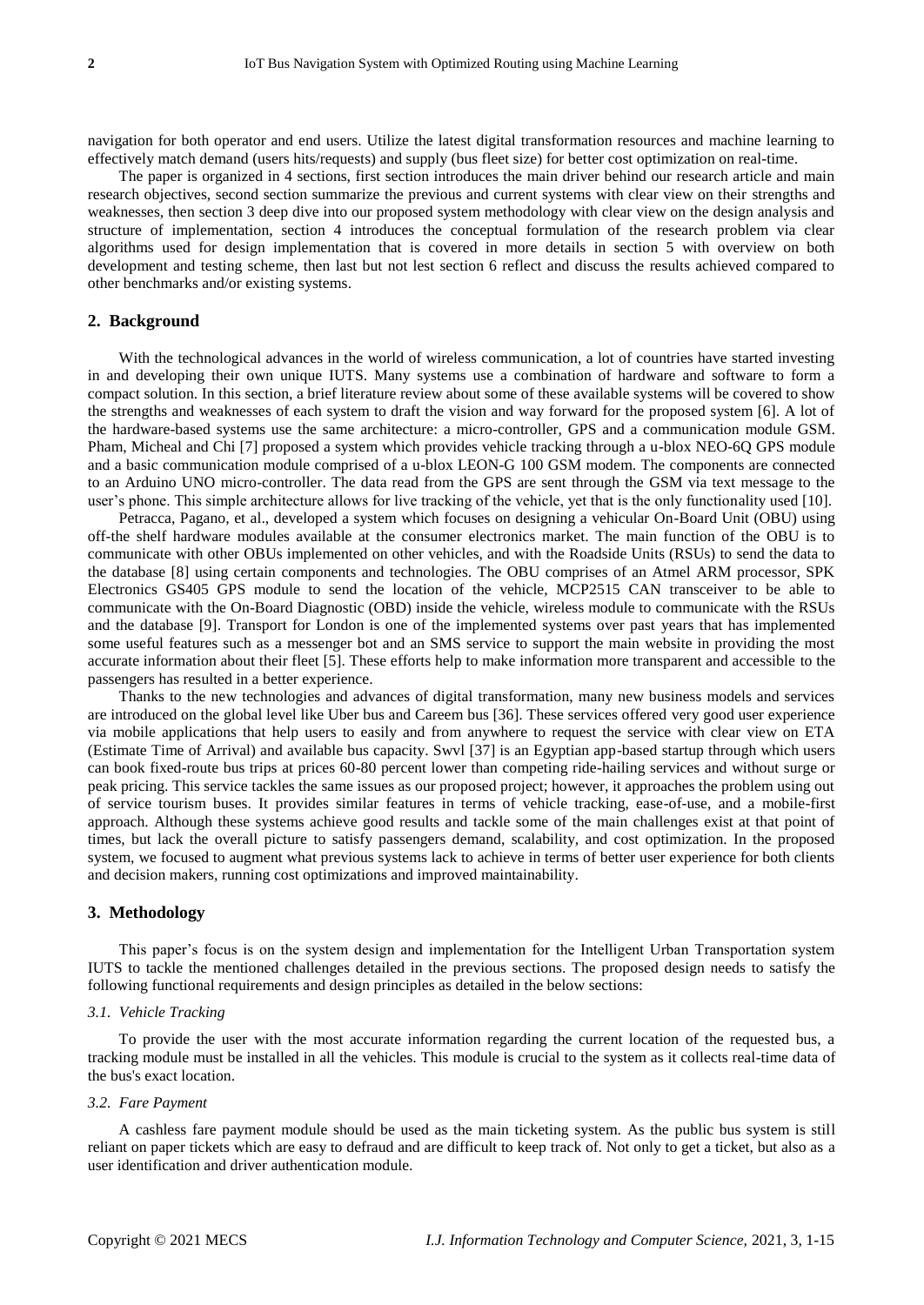navigation for both operator and end users. Utilize the latest digital transformation resources and machine learning to effectively match demand (users hits/requests) and supply (bus fleet size) for better cost optimization on real-time.

The paper is organized in 4 sections, first section introduces the main driver behind our research article and main research objectives, second section summarize the previous and current systems with clear view on their strengths and weaknesses, then section 3 deep dive into our proposed system methodology with clear view on the design analysis and structure of implementation, section 4 introduces the conceptual formulation of the research problem via clear algorithms used for design implementation that is covered in more details in section 5 with overview on both development and testing scheme, then last but not lest section 6 reflect and discuss the results achieved compared to other benchmarks and/or existing systems.

## 2. Background

With the technological advances in the world of wireless communication, a lot of countries have started investing in and developing their own unique IUTS. Many systems use a combination of hardware and software to form a compact solution. In this section, a brief literature review about some of these available systems will be covered to show the strengths and weaknesses of each system to draft the vision and way forward for the proposed system [6]. A lot of the hardware-based systems use the same architecture: a micro-controller, GPS and a communication module GSM. Pham, Micheal and Chi [7] proposed a system which provides vehicle tracking through a u-blox NEO-6Q GPS module and a basic communication module comprised of a u-blox LEON-G 100 GSM modem. The components are connected to an Arduino UNO micro-controller. The data read from the GPS are sent through the GSM via text message to the user's phone. This simple architecture allows for live tracking of the vehicle, yet that is the only functionality used [10].

Petracca, Pagano, et al., developed a system which focuses on designing a vehicular On-Board Unit (OBU) using off-the shelf hardware modules available at the consumer electronics market. The main function of the OBU is to communicate with other OBUs implemented on other vehicles, and with the Roadside Units (RSUs) to send the data to the database [8] using certain components and technologies. The OBU comprises of an Atmel ARM processor, SPK Electronics GS405 GPS module to send the location of the vehicle, MCP2515 CAN transceiver to be able to communicate with the On-Board Diagnostic (OBD) inside the vehicle, wireless module to communicate with the RSUs and the database [9]. Transport for London is one of the implemented systems over past years that has implemented some useful features such as a messenger bot and an SMS service to support the main website in providing the most accurate information about their fleet [5]. These efforts help to make information more transparent and accessible to the passengers has resulted in a better experience.

Thanks to the new technologies and advances of digital transformation, many new business models and services are introduced on the global level like Uber bus and Careem bus [36]. These services offered very good user experience via mobile applications that help users to easily and from anywhere to request the service with clear view on ETA (Estimate Time of Arrival) and available bus capacity. Swvl [37] is an Egyptian app-based startup through which users can book fixed-route bus trips at prices 60-80 percent lower than competing ride-hailing services and without surge or peak pricing. This service tackles the same issues as our proposed project; however, it approaches the problem using out of service tourism buses. It provides similar features in terms of vehicle tracking, ease-of-use, and a mobile-first approach. Although these systems achieve good results and tackle some of the main challenges exist at that point of times, but lack the overall picture to satisfy passengers demand, scalability, and cost optimization. In the proposed system, we focused to augment what previous systems lack to achieve in terms of better user experience for both clients and decision makers, running cost optimizations and improved maintainability.

## 3. Methodology

This paper's focus is on the system design and implementation for the Intelligent Urban Transportation system IUTS to tackle the mentioned challenges detailed in the previous sections. The proposed design needs to satisfy the following functional requirements and design principles as detailed in the below sections:

### *3.1. Vehicle Tracking*

To provide the user with the most accurate information regarding the current location of the requested bus, a tracking module must be installed in all the vehicles. This module is crucial to the system as it collects real-time data of the bus's exact location.

### *3.2. Fare Payment*

A cashless fare payment module should be used as the main ticketing system. As the public bus system is still reliant on paper tickets which are easy to defraud and are difficult to keep track of. Not only to get a ticket, but also as a user identification and driver authentication module.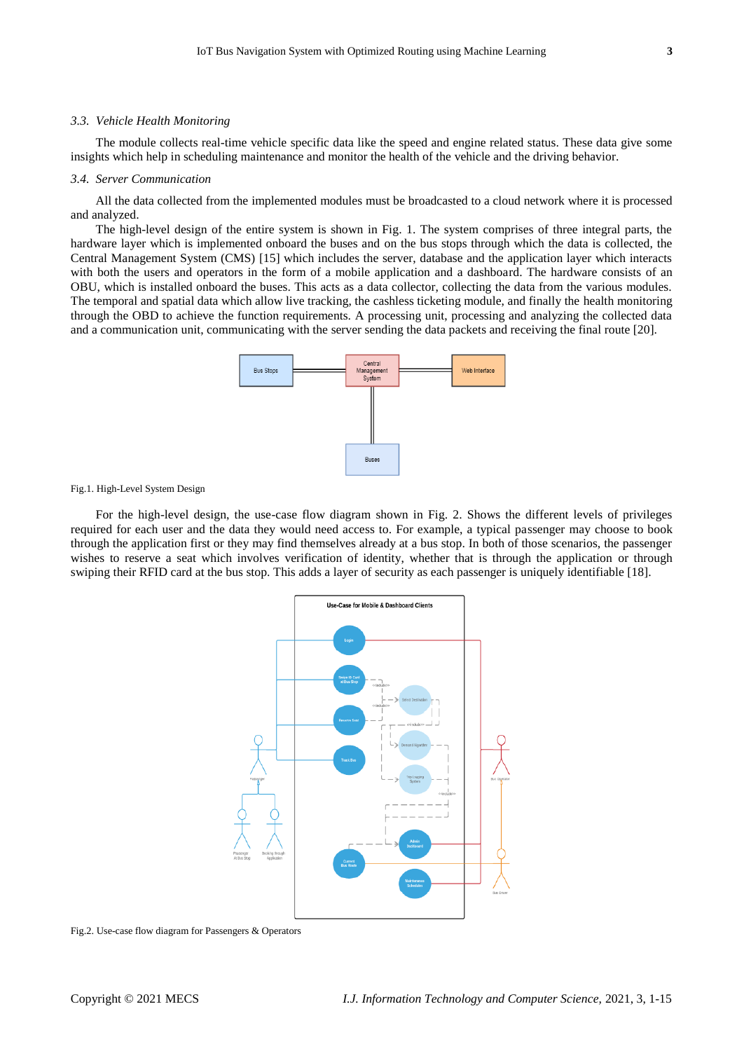### 3.3. *Vehicle Health Monitoring*

The module collects real-time vehicle specific data like the speed and engine related status. These data give some insights which help in scheduling maintenance and monitor the health of the vehicle and the driving behavior.

### 3.4. *Server Communication*

All the data collected from the implemented modules must be broadcasted to a cloud network where it is processed and analyzed.

The high-level design of the entire system is shown in Fig. 1. The system comprises of three integral parts, the hardware layer which is implemented onboard the buses and on the bus stops through which the data is collected, the Central Management System (CMS) [15] which includes the server, database and the application layer which interacts with both the users and operators in the form of a mobile application and a dashboard. The hardware consists of an OBU, which is installed onboard the buses. This acts as a data collector, collecting the data from the various modules. The temporal and spatial data which allow live tracking, the cashless ticketing module, and finally the health monitoring through the OBD to achieve the function requirements. A processing unit, processing and analyzing the collected data and a communication unit, communicating with the server sending the data packets and receiving the final route [20].

Fig.1. High-Level System Design

For the high-level design, the use-case flow diagram shown in Fig. 2. Shows the different levels of privileges required for each user and the data they would need access to. For example, a typical passenger may choose to book through the application first or they may find themselves already at a bus stop. In both of those scenarios, the passenger wishes to reserve a seat which involves verification of identity, whether that is through the application or through swiping their RFID card at the bus stop. This adds a layer of security as each passenger is uniquely identifiable [18].

Fig.2. Use-case flow diagram for Passengers & Operators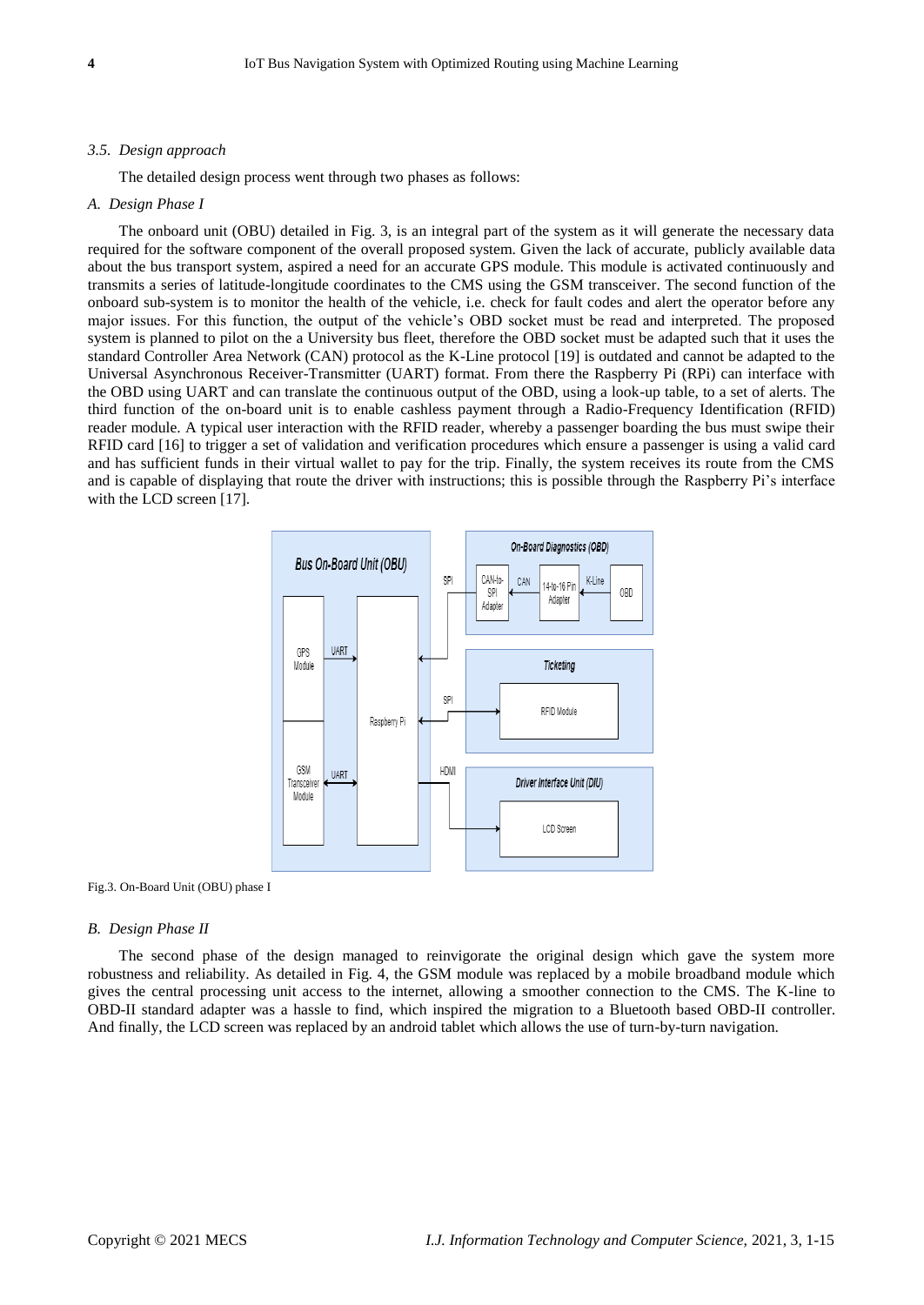### 3.5. Design approach

The detailed design process went through two phases as follows:

#### A. Design Phase I

The onboard unit (OBU) detailed in Fig. 3, is an integral part of the system as it will generate the necessary data required for the software component of the overall proposed system. Given the lack of accurate, publicly available data about the bus transport system, aspired a need for an accurate GPS module. This module is activated continuously and transmits a series of latitude-longitude coordinates to the CMS using the GSM transceiver. The second function of the onboard sub-system is to monitor the health of the vehicle, i.e. check for fault codes and alert the operator before any major issues. For this function, the output of the vehicle's OBD socket must be read and interpreted. The proposed system is planned to pilot on the a University bus fleet, therefore the OBD socket must be adapted such that it uses the standard Controller Area Network (CAN) protocol as the K-Line protocol [19] is outdated and cannot be adapted to the Universal Asynchronous Receiver-Transmitter (UART) format. From there the Raspberry Pi (RPi) can interface with the OBD using UART and can translate the continuous output of the OBD, using a look-up table, to a set of alerts. The third function of the on-board unit is to enable cashless payment through a Radio-Frequency Identification (RFID) reader module. A typical user interaction with the RFID reader, whereby a passenger boarding the bus must swipe their RFID card [16] to trigger a set of validation and verification procedures which ensure a passenger is using a valid card and has sufficient funds in their virtual wallet to pay for the trip. Finally, the system receives its route from the CMS and is capable of displaying that route the driver with instructions; this is possible through the Raspberry Pi's interface with the LCD screen [17].

Fig.3. On-Board Unit (OBU) phase I

#### B. Design Phase II

The second phase of the design managed to reinvigorate the original design which gave the system more robustness and reliability. As detailed in Fig. 4, the GSM module was replaced by a mobile broadband module which gives the central processing unit access to the internet, allowing a smoother connection to the CMS. The K-line to OBD-II standard adapter was a hassle to find, which inspired the migration to a Bluetooth based OBD-II controller. And finally, the LCD screen was replaced by an android tablet which allows the use of turn-by-turn navigation.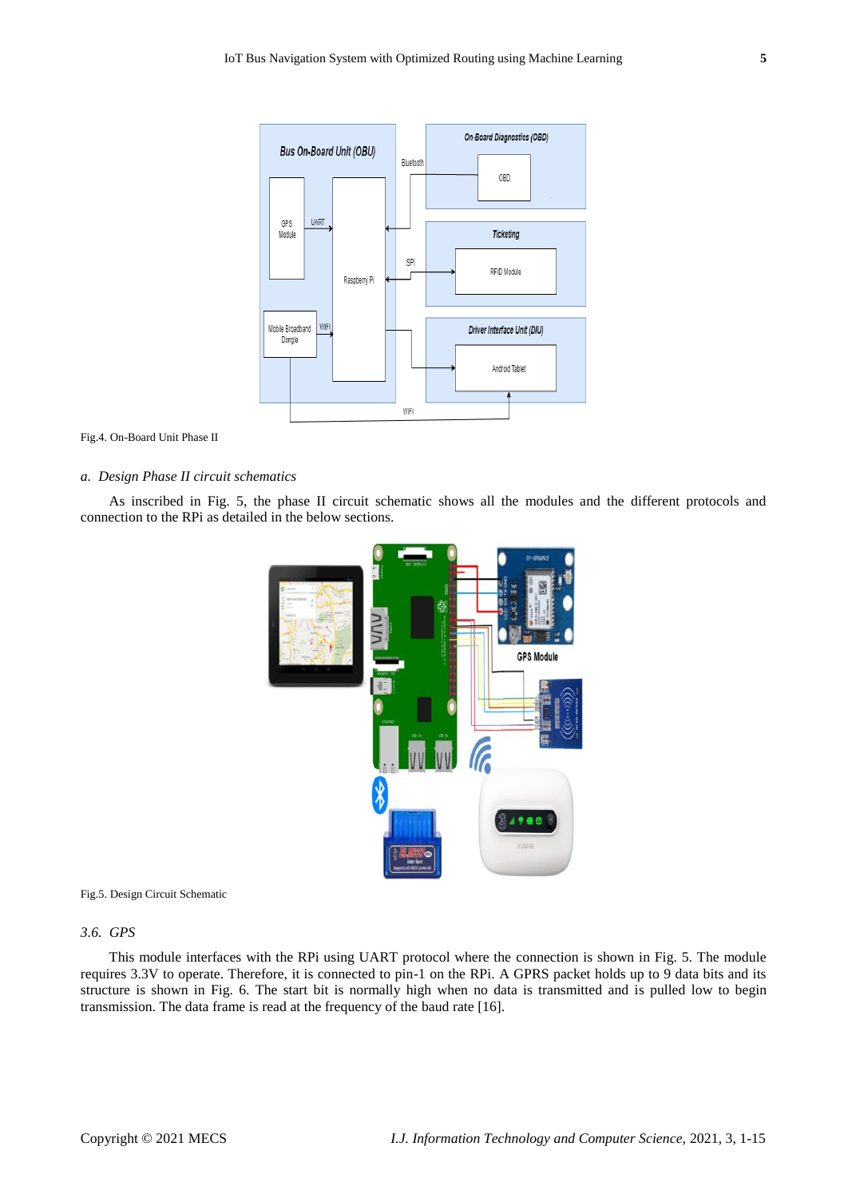Fig.4. On-Board Unit Phase II

### a. Design Phase II circuit schematics

As inscribed in Fig. 5, the phase II circuit schematic shows all the modules and the different protocols and connection to the RPi as detailed in the below sections.

Fig.5. Design Circuit Schematic

### 3.6. GPS

This module interfaces with the RPi using UART protocol where the connection is shown in Fig. 5. The module requires 3.3V to operate. Therefore, it is connected to pin-1 on the RPi. A GPRS packet holds up to 9 data bits and its structure is shown in Fig. 6. The start bit is normally high when no data is transmitted and is pulled low to begin transmission. The data frame is read at the frequency of the baud rate [16].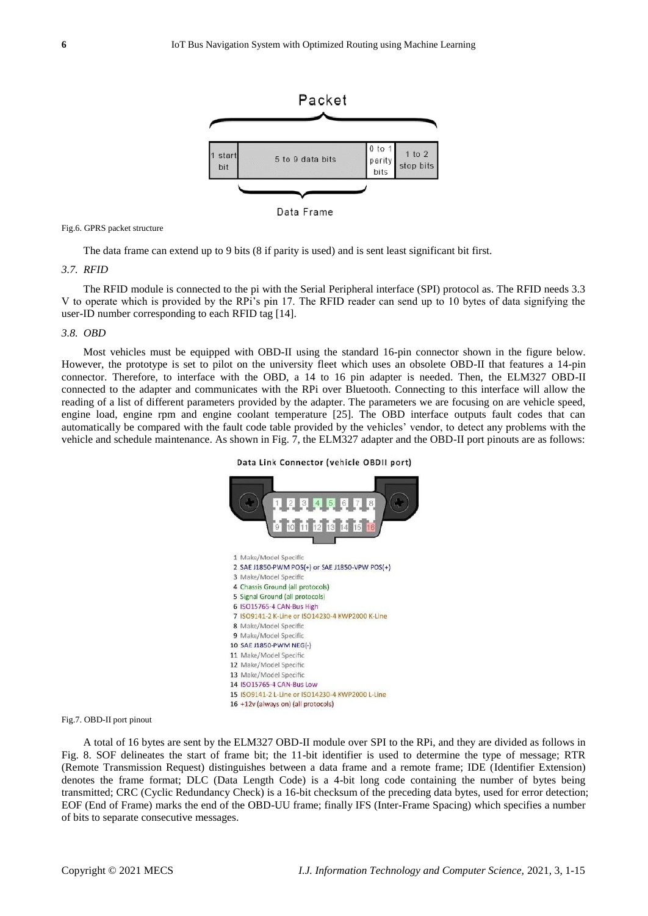Packet

| 1 start bit | 5 to 9 data bits | 0 to 1 parity bits | 1 to 2 stop bits |
|---|---|---|---|

Data Frame

Fig.6. GPRS packet structure

The data frame can extend up to 9 bits (8 if parity is used) and is sent least significant bit first.

### *3.7. RFID*

The RFID module is connected to the pi with the Serial Peripheral interface (SPI) protocol as. The RFID needs 3.3 V to operate which is provided by the RPi's pin 17. The RFID reader can send up to 10 bytes of data signifying the user-ID number corresponding to each RFID tag [14].

### *3.8. OBD*

Most vehicles must be equipped with OBD-II using the standard 16-pin connector shown in the figure below. However, the prototype is set to pilot on the university fleet which uses an obsolete OBD-II that features a 14-pin connector. Therefore, to interface with the OBD, a 14 to 16 pin adapter is needed. Then, the ELM327 OBD-II connected to the adapter and communicates with the RPi over Bluetooth. Connecting to this interface will allow the reading of a list of different parameters provided by the adapter. The parameters we are focusing on are vehicle speed, engine load, engine rpm and engine coolant temperature [25]. The OBD interface outputs fault codes that can automatically be compared with the fault code table provided by the vehicles' vendor, to detect any problems with the vehicle and schedule maintenance. As shown in Fig. 7, the ELM327 adapter and the OBD-II port pinouts are as follows:

Data Link Connector (vehicle OBDII port)

1 Make/Model Specific
2 SAE J1850-PWM POS(+) or SAE J1850-VPW POS(+)
3 Make/Model Specific
4 Chassis Ground (all protocols)
5 Signal Ground (all protocols)
6 ISO15765-4 CAN-Bus High
7 ISO9141-2 K-Line or ISO14230-4 KWP2000 K-Line
8 Make/Model Specific
9 Make/Model Specific
10 SAE J1850-PWM NEG(-)
11 Make/Model Specific
12 Make/Model Specific
13 Make/Model Specific
14 ISO15765-4 CAN-Bus Low
15 ISO9141-2 L-Line or ISO14230-4 KWP2000 L-Line
16 +12v (always on) (all protocols)

Fig.7. OBD-II port pinout

A total of 16 bytes are sent by the ELM327 OBD-II module over SPI to the RPi, and they are divided as follows in Fig. 8. SOF delineates the start of frame bit; the 11-bit identifier is used to determine the type of message; RTR (Remote Transmission Request) distinguishes between a data frame and a remote frame; IDE (Identifier Extension) denotes the frame format; DLC (Data Length Code) is a 4-bit long code containing the number of bytes being transmitted; CRC (Cyclic Redundancy Check) is a 16-bit checksum of the preceding data bytes, used for error detection; EOF (End of Frame) marks the end of the OBD-UU frame; finally IFS (Inter-Frame Spacing) which specifies a number of bits to separate consecutive messages.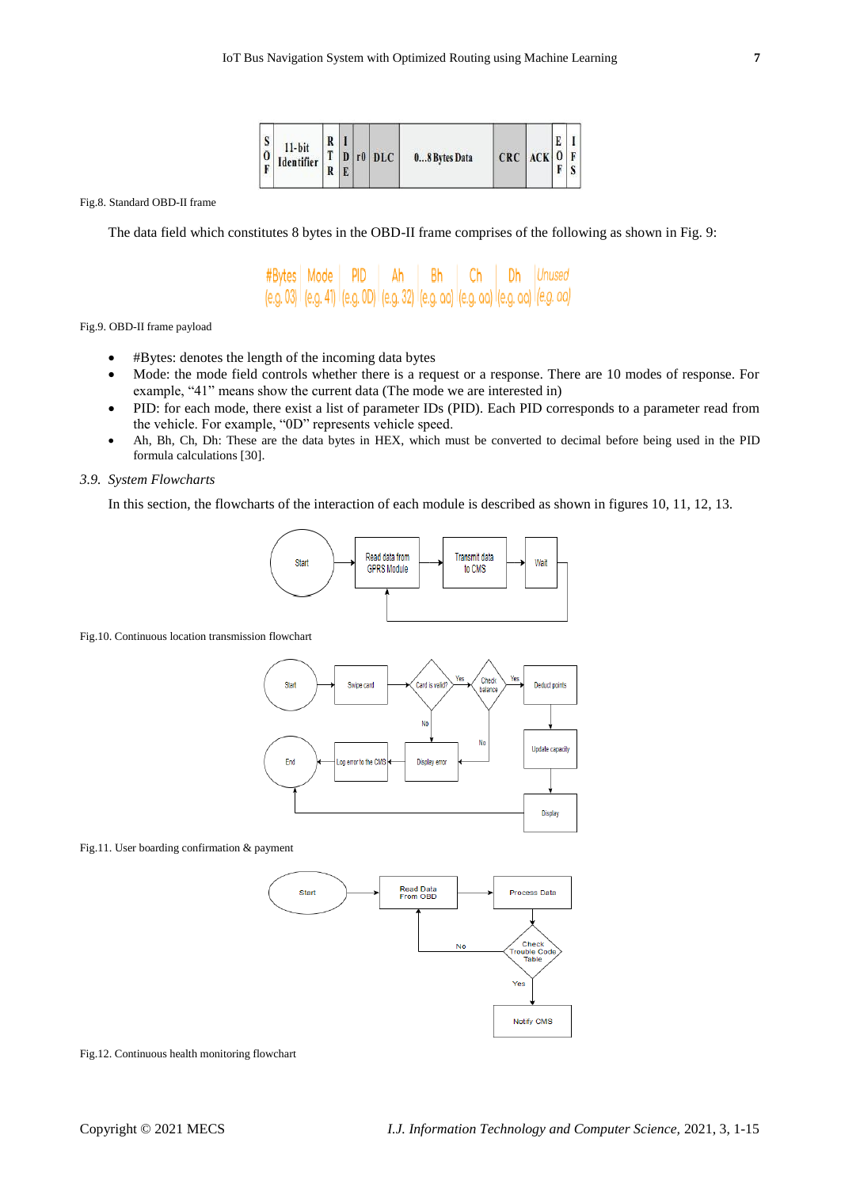| S O F | 11-bit Identifier | R T R | I D E | r0 | DLC | 0...8 Bytes Data | CRC | ACK | E O F | I F S |
|---|---|---|---|---|---|---|---|---|---|---|

Fig.8. Standard OBD-II frame

The data field which constitutes 8 bytes in the OBD-II frame comprises of the following as shown in Fig. 9:

| #Bytes | Mode | PID | Ah | Bh | Ch | Dh | Unused |
|---|---|---|---|---|---|---|---|
| (e.g. 03) | (e.g. 41) | (e.g. 0D) | (e.g. 32) | (e.g. aa) | (e.g. aa) | (e.g. aa) | (e.g. aa) |

Fig.9. OBD-II frame payload

- #Bytes: denotes the length of the incoming data bytes
- Mode: the mode field controls whether there is a request or a response. There are 10 modes of response. For example, "41" means show the current data (The mode we are interested in)
- PID: for each mode, there exist a list of parameter IDs (PID). Each PID corresponds to a parameter read from the vehicle. For example, "0D" represents vehicle speed.
- Ah, Bh, Ch, Dh: These are the data bytes in HEX, which must be converted to decimal before being used in the PID formula calculations [30].

### *3.9. System Flowcharts*

In this section, the flowcharts of the interaction of each module is described as shown in figures 10, 11, 12, 13.

Fig.10. Continuous location transmission flowchart

Fig.11. User boarding confirmation & payment

Fig.12. Continuous health monitoring flowchart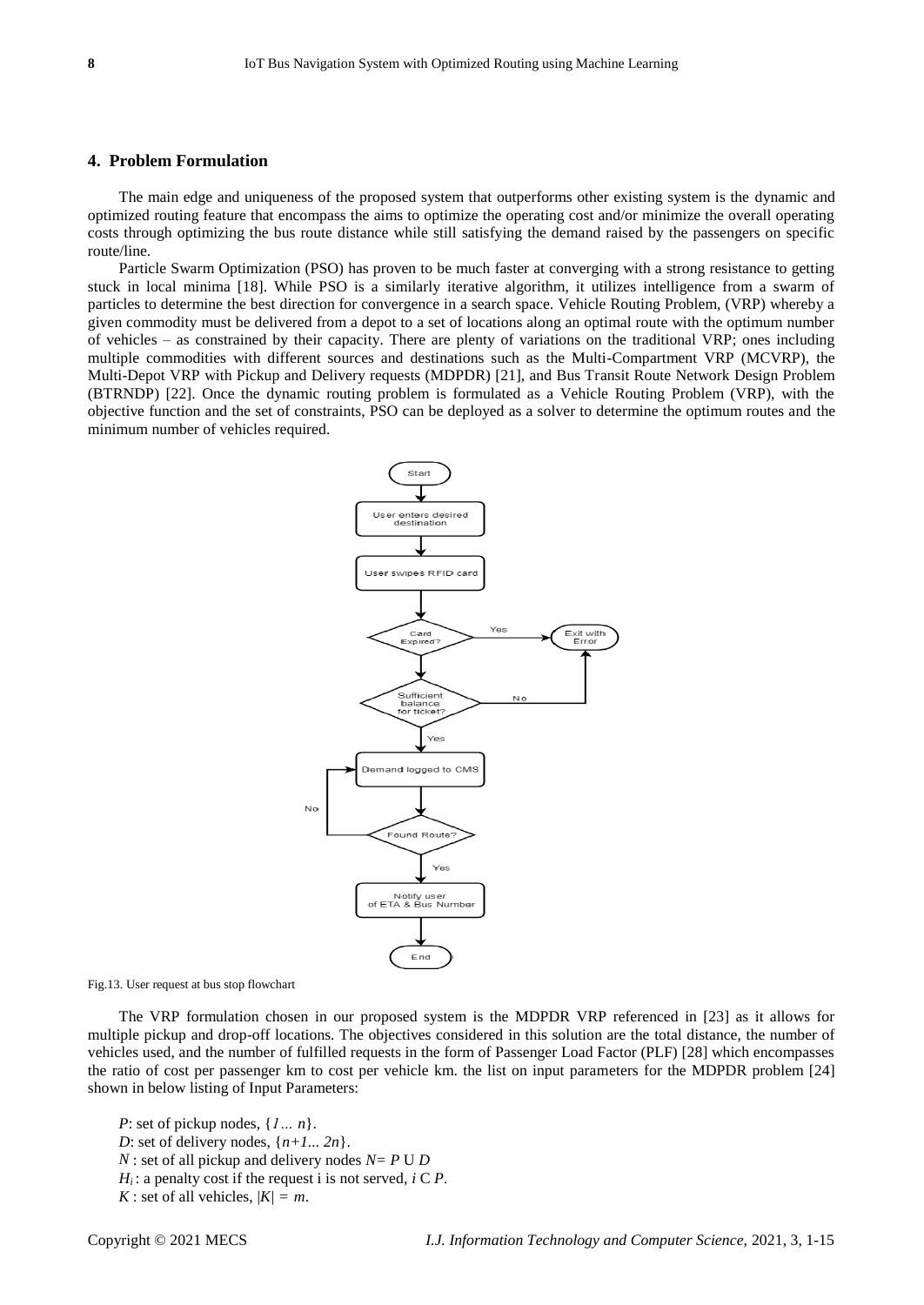## 4. Problem Formulation

The main edge and uniqueness of the proposed system that outperforms other existing system is the dynamic and optimized routing feature that encompass the aims to optimize the operating cost and/or minimize the overall operating costs through optimizing the bus route distance while still satisfying the demand raised by the passengers on specific route/line.

Particle Swarm Optimization (PSO) has proven to be much faster at converging with a strong resistance to getting stuck in local minima [18]. While PSO is a similarly iterative algorithm, it utilizes intelligence from a swarm of particles to determine the best direction for convergence in a search space. Vehicle Routing Problem, (VRP) whereby a given commodity must be delivered from a depot to a set of locations along an optimal route with the optimum number of vehicles – as constrained by their capacity. There are plenty of variations on the traditional VRP; ones including multiple commodities with different sources and destinations such as the Multi-Compartment VRP (MCVRP), the Multi-Depot VRP with Pickup and Delivery requests (MDPDR) [21], and Bus Transit Route Network Design Problem (BTRNDP) [22]. Once the dynamic routing problem is formulated as a Vehicle Routing Problem (VRP), with the objective function and the set of constraints, PSO can be deployed as a solver to determine the optimum routes and the minimum number of vehicles required.

Fig.13. User request at bus stop flowchart

The VRP formulation chosen in our proposed system is the MDPDR VRP referenced in [23] as it allows for multiple pickup and drop-off locations. The objectives considered in this solution are the total distance, the number of vehicles used, and the number of fulfilled requests in the form of Passenger Load Factor (PLF) [28] which encompasses the ratio of cost per passenger km to cost per vehicle km. the list on input parameters for the MDPDR problem [24] shown in below listing of Input Parameters:

*P*: set of pickup nodes, $\{1 \ldots n\}$.
*D*: set of delivery nodes, $\{n+1 \ldots 2n\}$.
$N$ : set of all pickup and delivery nodes $N = P \cup D$
$H_i$ : a penalty cost if the request i is not served, $i \subset P$.
$K$ : set of all vehicles, $|K| = m$.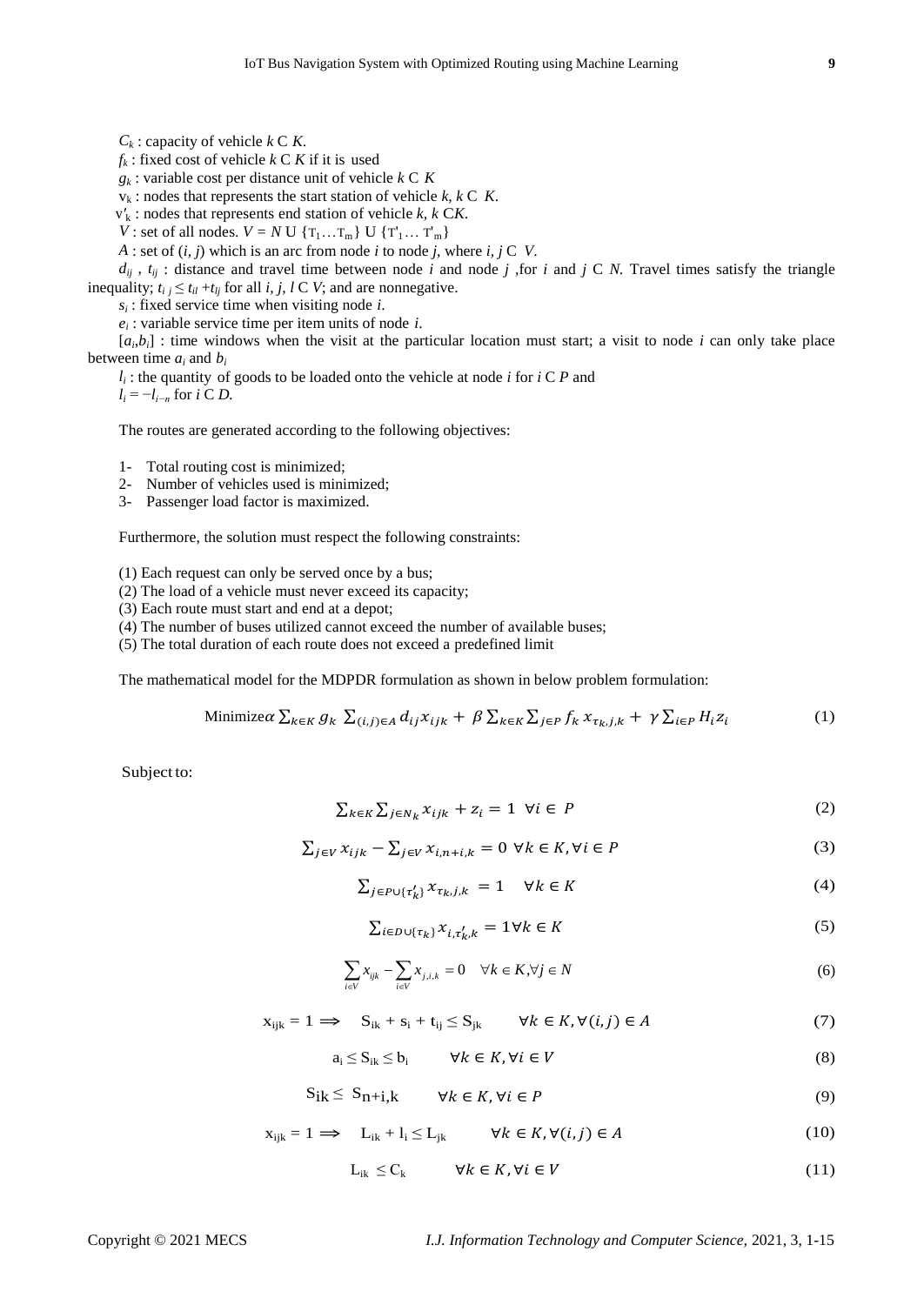$C_k$ : capacity of vehicle $k$ C $K$.

$f_k$ : fixed cost of vehicle $k$ C $K$ if it is used

$g_k$ : variable cost per distance unit of vehicle $k$ C $K$

$v_k$ : nodes that represents the start station of vehicle $k$, $k$ C $K$.

$v'_k$ : nodes that represents end station of vehicle $k$, $k$ C$K$.

$V$ : set of all nodes. $V = N$ U $\{T_1 \ldots T_m\}$ U $\{T'_1 \ldots T'_m\}$

$A$ : set of $(i, j)$ which is an arc from node $i$ to node $j$, where $i, j$ C $V$.

$d_{ij}$ , $t_{ij}$ : distance and travel time between node $i$ and node $j$ ,for $i$ and $j$ C $N$. Travel times satisfy the triangle inequality; $t_{ij} \leq t_{il} + t_{lj}$ for all $i, j, l$ C $V$; and are nonnegative.

$s_i$ : fixed service time when visiting node $i$.

$e_i$ : variable service time per item units of node $i$.

$[a_i,b_i]$ : time windows when the visit at the particular location must start; a visit to node $i$ can only take place between time $a_i$ and $b_i$

$l_i$ : the quantity of goods to be loaded onto the vehicle at node $i$ for $i$ C $P$ and

$l_i = -l_{i-n}$ for $i$ C $D$.

The routes are generated according to the following objectives:

1- Total routing cost is minimized;
2- Number of vehicles used is minimized;
3- Passenger load factor is maximized.

Furthermore, the solution must respect the following constraints:

(1) Each request can only be served once by a bus;
(2) The load of a vehicle must never exceed its capacity;
(3) Each route must start and end at a depot;
(4) The number of buses utilized cannot exceed the number of available buses;
(5) The total duration of each route does not exceed a predefined limit

The mathematical model for the MDPDR formulation as shown in below problem formulation:

$$\text{Minimize}\, \alpha \sum_{k \in K} g_k \sum_{(i,j) \in A} d_{ij} x_{ijk} + \beta \sum_{k \in K} \sum_{j \in P} f_k\, x_{\tau_k,j,k} + \gamma \sum_{i \in P} H_i z_i \tag{1}$$

Subject to:

$$\sum_{k \in K} \sum_{j \in N_k} x_{ijk} + z_i = 1 \quad \forall i \in P \tag{2}$$

$$\sum_{j \in V} x_{ijk} - \sum_{j \in V} x_{i,n+i,k} = 0 \;\; \forall k \in K, \forall i \in P \tag{3}$$

$$\sum_{j \in P \cup \{\tau'_k\}} x_{\tau_k,j,k} = 1 \quad \forall k \in K \tag{4}$$

$$\sum_{i \in D \cup \{\tau_k\}} x_{i,\tau'_k,k} = 1 \forall k \in K \tag{5}$$

$$\sum_{i \in V} x_{ijk} - \sum_{i \in V} x_{j,i,k} = 0 \quad \forall k \in K, \forall j \in N \tag{6}$$

$$x_{ijk} = 1 \implies S_{ik} + s_i + t_{ij} \leq S_{jk} \qquad \forall k \in K, \forall (i,j) \in A \tag{7}$$

$$a_i \leq S_{ik} \leq b_i \qquad \forall k \in K, \forall i \in V \tag{8}$$

$$S_{ik} \leq S_{n+i,k} \qquad \forall k \in K, \forall i \in P \tag{9}$$

$$x_{ijk} = 1 \implies L_{ik} + l_i \leq L_{jk} \qquad \forall k \in K, \forall (i,j) \in A \tag{10}$$

$$L_{ik} \leq C_k \qquad \forall k \in K, \forall i \in V \tag{11}$$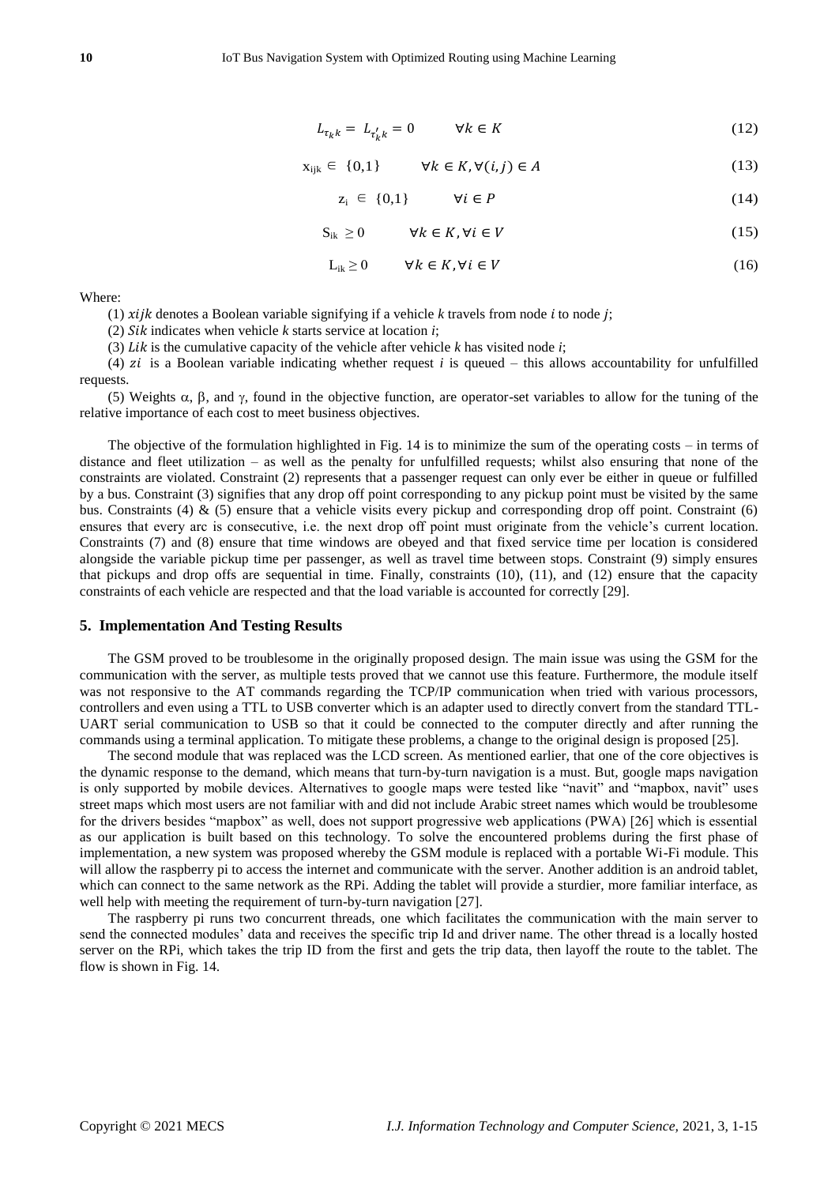$$L_{\tau_k k} = L_{\tau'_k k} = 0 \qquad \forall k \in K \tag{12}$$

$$x_{ijk} \in \{0,1\} \qquad \forall k \in K, \forall (i,j) \in A \tag{13}$$

$$z_i \in \{0,1\} \qquad \forall i \in P \tag{14}$$

$$S_{ik} \geq 0 \qquad \forall k \in K, \forall i \in V \tag{15}$$

$$L_{ik} \geq 0 \qquad \forall k \in K, \forall i \in V \tag{16}$$

Where:

(1) $xijk$ denotes a Boolean variable signifying if a vehicle $k$ travels from node $i$ to node $j$;

(2) $Sik$ indicates when vehicle $k$ starts service at location $i$;

(3) $Lik$ is the cumulative capacity of the vehicle after vehicle $k$ has visited node $i$;

(4) $zi$ is a Boolean variable indicating whether request $i$ is queued – this allows accountability for unfulfilled requests.

(5) Weights $\alpha$, $\beta$, and $\gamma$, found in the objective function, are operator-set variables to allow for the tuning of the relative importance of each cost to meet business objectives.

The objective of the formulation highlighted in Fig. 14 is to minimize the sum of the operating costs – in terms of distance and fleet utilization – as well as the penalty for unfulfilled requests; whilst also ensuring that none of the constraints are violated. Constraint (2) represents that a passenger request can only ever be either in queue or fulfilled by a bus. Constraint (3) signifies that any drop off point corresponding to any pickup point must be visited by the same bus. Constraints (4) & (5) ensure that a vehicle visits every pickup and corresponding drop off point. Constraint (6) ensures that every arc is consecutive, i.e. the next drop off point must originate from the vehicle's current location. Constraints (7) and (8) ensure that time windows are obeyed and that fixed service time per location is considered alongside the variable pickup time per passenger, as well as travel time between stops. Constraint (9) simply ensures that pickups and drop offs are sequential in time. Finally, constraints (10), (11), and (12) ensure that the capacity constraints of each vehicle are respected and that the load variable is accounted for correctly [29].

## 5. Implementation And Testing Results

The GSM proved to be troublesome in the originally proposed design. The main issue was using the GSM for the communication with the server, as multiple tests proved that we cannot use this feature. Furthermore, the module itself was not responsive to the AT commands regarding the TCP/IP communication when tried with various processors, controllers and even using a TTL to USB converter which is an adapter used to directly convert from the standard TTL-UART serial communication to USB so that it could be connected to the computer directly and after running the commands using a terminal application. To mitigate these problems, a change to the original design is proposed [25].

The second module that was replaced was the LCD screen. As mentioned earlier, that one of the core objectives is the dynamic response to the demand, which means that turn-by-turn navigation is a must. But, google maps navigation is only supported by mobile devices. Alternatives to google maps were tested like "navit" and "mapbox, navit" uses street maps which most users are not familiar with and did not include Arabic street names which would be troublesome for the drivers besides "mapbox" as well, does not support progressive web applications (PWA) [26] which is essential as our application is built based on this technology. To solve the encountered problems during the first phase of implementation, a new system was proposed whereby the GSM module is replaced with a portable Wi-Fi module. This will allow the raspberry pi to access the internet and communicate with the server. Another addition is an android tablet, which can connect to the same network as the RPi. Adding the tablet will provide a sturdier, more familiar interface, as well help with meeting the requirement of turn-by-turn navigation [27].

The raspberry pi runs two concurrent threads, one which facilitates the communication with the main server to send the connected modules' data and receives the specific trip Id and driver name. The other thread is a locally hosted server on the RPi, which takes the trip ID from the first and gets the trip data, then layoff the route to the tablet. The flow is shown in Fig. 14.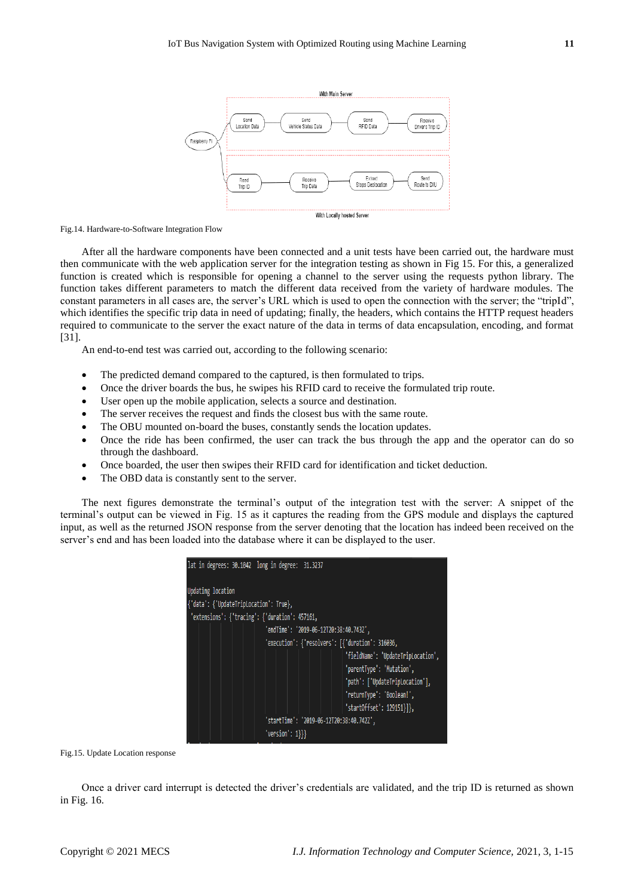Fig.14. Hardware-to-Software Integration Flow

After all the hardware components have been connected and a unit tests have been carried out, the hardware must then communicate with the web application server for the integration testing as shown in Fig 15. For this, a generalized function is created which is responsible for opening a channel to the server using the requests python library. The function takes different parameters to match the different data received from the variety of hardware modules. The constant parameters in all cases are, the server's URL which is used to open the connection with the server; the "tripId", which identifies the specific trip data in need of updating; finally, the headers, which contains the HTTP request headers required to communicate to the server the exact nature of the data in terms of data encapsulation, encoding, and format [31].

An end-to-end test was carried out, according to the following scenario:

- The predicted demand compared to the captured, is then formulated to trips.
- Once the driver boards the bus, he swipes his RFID card to receive the formulated trip route.
- User open up the mobile application, selects a source and destination.
- The server receives the request and finds the closest bus with the same route.
- The OBU mounted on-board the buses, constantly sends the location updates.
- Once the ride has been confirmed, the user can track the bus through the app and the operator can do so through the dashboard.
- Once boarded, the user then swipes their RFID card for identification and ticket deduction.
- The OBD data is constantly sent to the server.

The next figures demonstrate the terminal's output of the integration test with the server: A snippet of the terminal's output can be viewed in Fig. 15 as it captures the reading from the GPS module and displays the captured input, as well as the returned JSON response from the server denoting that the location has indeed been received on the server's end and has been loaded into the database where it can be displayed to the user.

Fig.15. Update Location response

Once a driver card interrupt is detected the driver's credentials are validated, and the trip ID is returned as shown in Fig. 16.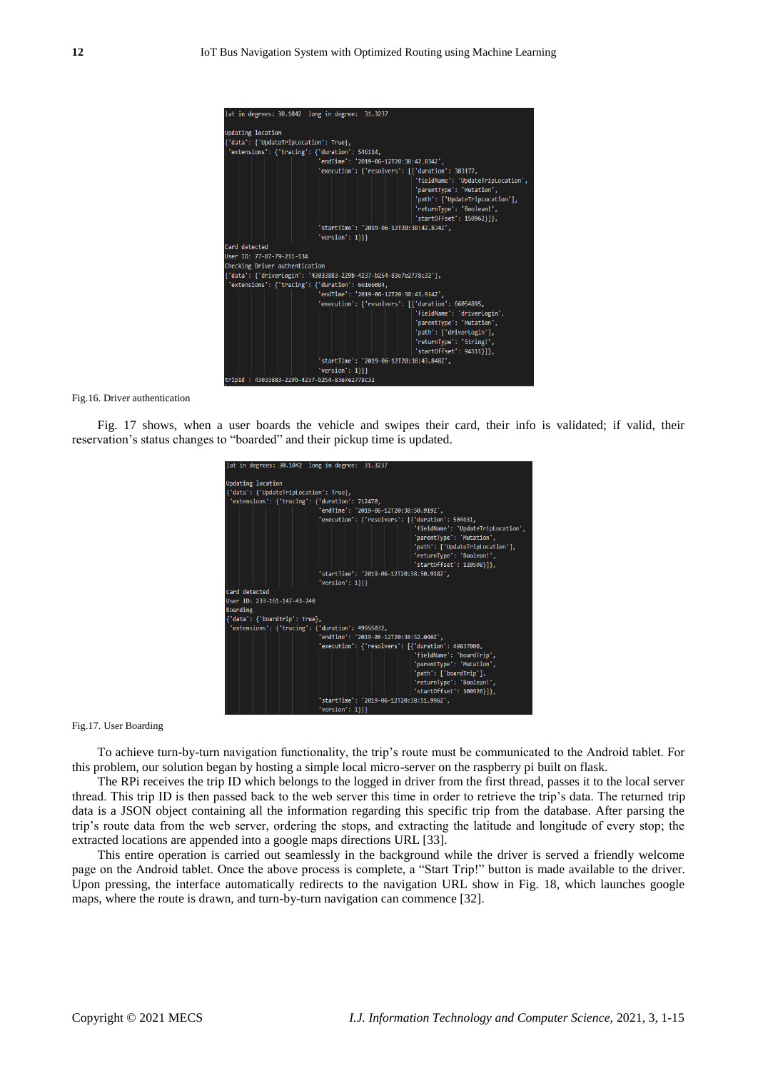```
lat in degrees: 30.1042  long in degree:  31.3237

Updating location
{'data': {'UpdateTripLocation': True},
 'extensions': {'tracing': {'duration': 546114,
                            'endTime': '2019-06-12T20:38:42.834Z',
                            'execution': {'resolvers': [{'duration': 383177,
                                                         'fieldName': 'UpdateTripLocation',
                                                         'parentType': 'Mutation',
                                                         'path': ['UpdateTripLocation'],
                                                         'returnType': 'Boolean!',
                                                         'startOffset': 150962}]},
                            'startTime': '2019-06-12T20:38:42.834Z',
                            'version': 1}}}
Card detected
User ID: 77-87-79-211-134
Checking Driver authentication
{'data': {'driverLogin': '43033883-229b-4237-b254-83e7e2778c32'},
 'extensions': {'tracing': {'duration': 66166084,
                            'endTime': '2019-06-12T20:38:43.914Z',
                            'execution': {'resolvers': [{'duration': 66054895,
                                                         'fieldName': 'driverLogin',
                                                         'parentType': 'Mutation',
                                                         'path': ['driverLogin'],
                                                         'returnType': 'String!',
                                                         'startOffset': 94511}]},
                            'startTime': '2019-06-12T20:38:43.848Z',
                            'version': 1}}}
tripId : 43033883-229b-4237-b254-83e7e2778c32
```

Fig.16. Driver authentication

Fig. 17 shows, when a user boards the vehicle and swipes their card, their info is validated; if valid, their reservation's status changes to "boarded" and their pickup time is updated.

```
lat in degrees: 30.1042  long in degree:  31.3237

Updating location
{'data': {'UpdateTripLocation': True},
 'extensions': {'tracing': {'duration': 712470,
                            'endTime': '2019-06-12T20:38:50.919Z',
                            'execution': {'resolvers': [{'duration': 504631,
                                                         'fieldName': 'UpdateTripLocation',
                                                         'parentType': 'Mutation',
                                                         'path': ['UpdateTripLocation'],
                                                         'returnType': 'Boolean!',
                                                         'startOffset': 120598}]},
                            'startTime': '2019-06-12T20:38:50.918Z',
                            'version': 1}}}
Card detected
User ID: 233-161-147-43-240
Boarding
{'data': {'boardTrip': True},
 'extensions': {'tracing': {'duration': 49955032,
                            'endTime': '2019-06-12T20:38:52.046Z',
                            'execution': {'resolvers': [{'duration': 49837000,
                                                         'fieldName': 'boardTrip',
                                                         'parentType': 'Mutation',
                                                         'path': ['boardTrip'],
                                                         'returnType': 'Boolean!',
                                                         'startOffset': 100926}]},
                            'startTime': '2019-06-12T20:38:51.996Z',
                            'version': 1}}}
```

Fig.17. User Boarding

To achieve turn-by-turn navigation functionality, the trip's route must be communicated to the Android tablet. For this problem, our solution began by hosting a simple local micro-server on the raspberry pi built on flask.

The RPi receives the trip ID which belongs to the logged in driver from the first thread, passes it to the local server thread. This trip ID is then passed back to the web server this time in order to retrieve the trip's data. The returned trip data is a JSON object containing all the information regarding this specific trip from the database. After parsing the trip's route data from the web server, ordering the stops, and extracting the latitude and longitude of every stop; the extracted locations are appended into a google maps directions URL [33].

This entire operation is carried out seamlessly in the background while the driver is served a friendly welcome page on the Android tablet. Once the above process is complete, a "Start Trip!" button is made available to the driver. Upon pressing, the interface automatically redirects to the navigation URL show in Fig. 18, which launches google maps, where the route is drawn, and turn-by-turn navigation can commence [32].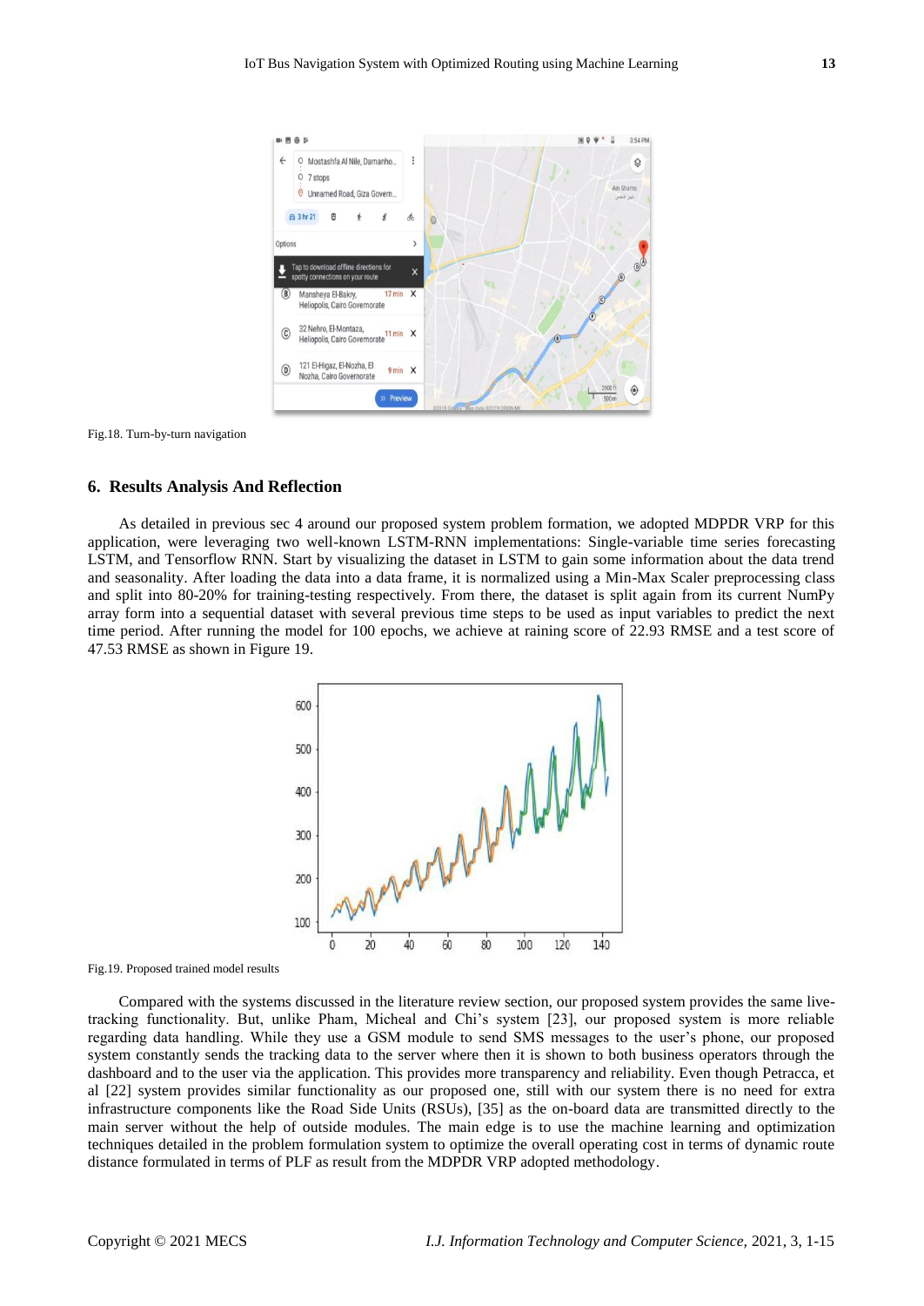Fig.18. Turn-by-turn navigation

## 6. Results Analysis And Reflection

As detailed in previous sec 4 around our proposed system problem formation, we adopted MDPDR VRP for this application, were leveraging two well-known LSTM-RNN implementations: Single-variable time series forecasting LSTM, and Tensorflow RNN. Start by visualizing the dataset in LSTM to gain some information about the data trend and seasonality. After loading the data into a data frame, it is normalized using a Min-Max Scaler preprocessing class and split into 80-20% for training-testing respectively. From there, the dataset is split again from its current NumPy array form into a sequential dataset with several previous time steps to be used as input variables to predict the next time period. After running the model for 100 epochs, we achieve at raining score of 22.93 RMSE and a test score of 47.53 RMSE as shown in Figure 19.

Fig.19. Proposed trained model results

Compared with the systems discussed in the literature review section, our proposed system provides the same live-tracking functionality. But, unlike Pham, Micheal and Chi's system [23], our proposed system is more reliable regarding data handling. While they use a GSM module to send SMS messages to the user's phone, our proposed system constantly sends the tracking data to the server where then it is shown to both business operators through the dashboard and to the user via the application. This provides more transparency and reliability. Even though Petracca, et al [22] system provides similar functionality as our proposed one, still with our system there is no need for extra infrastructure components like the Road Side Units (RSUs), [35] as the on-board data are transmitted directly to the main server without the help of outside modules. The main edge is to use the machine learning and optimization techniques detailed in the problem formulation system to optimize the overall operating cost in terms of dynamic route distance formulated in terms of PLF as result from the MDPDR VRP adopted methodology.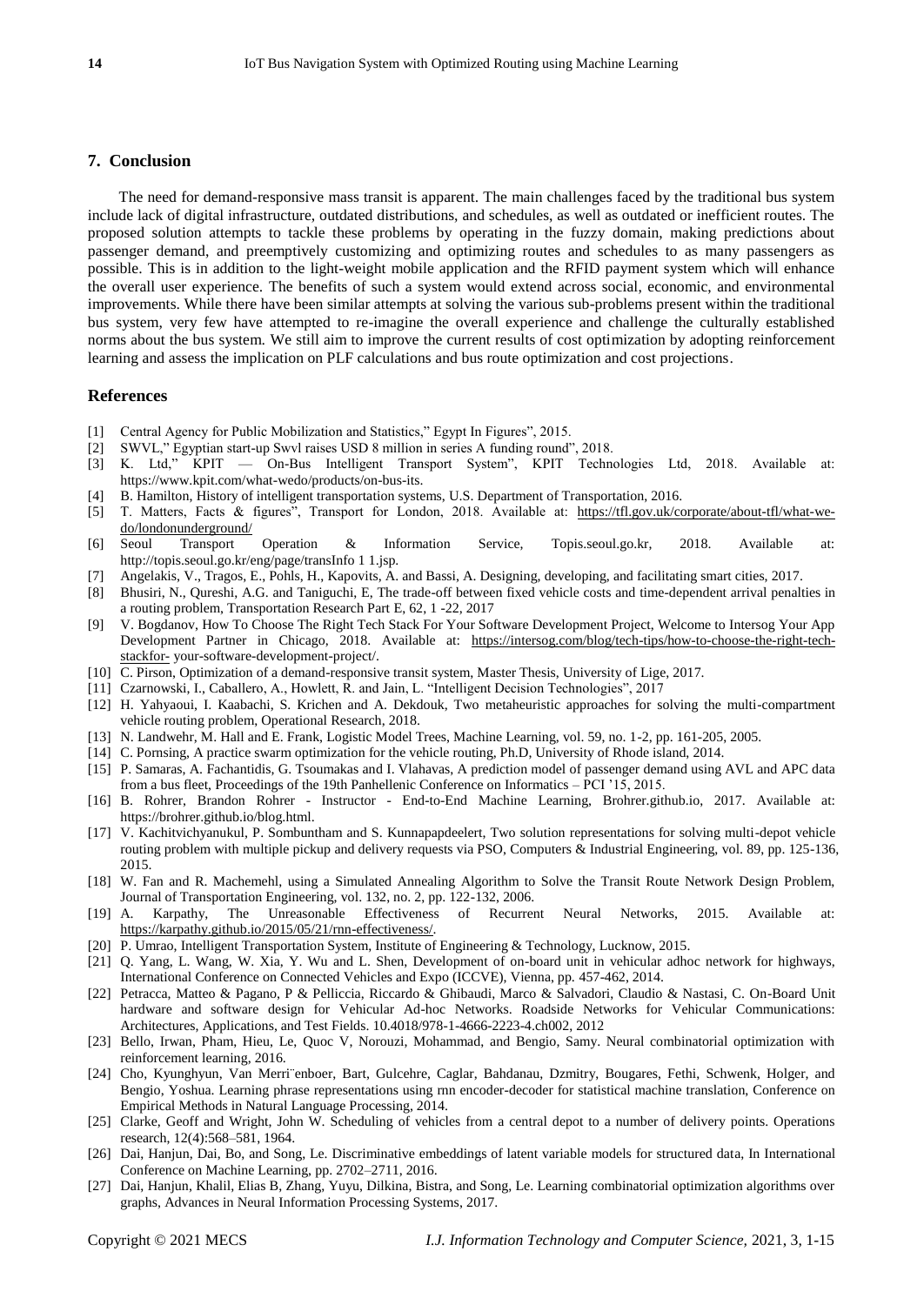## 7. Conclusion

The need for demand-responsive mass transit is apparent. The main challenges faced by the traditional bus system include lack of digital infrastructure, outdated distributions, and schedules, as well as outdated or inefficient routes. The proposed solution attempts to tackle these problems by operating in the fuzzy domain, making predictions about passenger demand, and preemptively customizing and optimizing routes and schedules to as many passengers as possible. This is in addition to the light-weight mobile application and the RFID payment system which will enhance the overall user experience. The benefits of such a system would extend across social, economic, and environmental improvements. While there have been similar attempts at solving the various sub-problems present within the traditional bus system, very few have attempted to re-imagine the overall experience and challenge the culturally established norms about the bus system. We still aim to improve the current results of cost optimization by adopting reinforcement learning and assess the implication on PLF calculations and bus route optimization and cost projections.

## References

[1] Central Agency for Public Mobilization and Statistics," Egypt In Figures", 2015.

[2] SWVL," Egyptian start-up Swvl raises USD 8 million in series A funding round", 2018.

[3] K. Ltd," KPIT — On-Bus Intelligent Transport System", KPIT Technologies Ltd, 2018. Available at: https://www.kpit.com/what-wedo/products/on-bus-its.

[4] B. Hamilton, History of intelligent transportation systems, U.S. Department of Transportation, 2016.

[5] T. Matters, Facts & figures", Transport for London, 2018. Available at: https://tfl.gov.uk/corporate/about-tfl/what-we-do/londonunderground/

[6] Seoul Transport Operation & Information Service, Topis.seoul.go.kr, 2018. Available at: http://topis.seoul.go.kr/eng/page/transInfo 1 1.jsp.

[7] Angelakis, V., Tragos, E., Pohls, H., Kapovits, A. and Bassi, A. Designing, developing, and facilitating smart cities, 2017.

[8] Bhusiri, N., Qureshi, A.G. and Taniguchi, E, The trade-off between fixed vehicle costs and time-dependent arrival penalties in a routing problem, Transportation Research Part E, 62, 1 -22, 2017

[9] V. Bogdanov, How To Choose The Right Tech Stack For Your Software Development Project, Welcome to Intersog Your App Development Partner in Chicago, 2018. Available at: https://intersog.com/blog/tech-tips/how-to-choose-the-right-tech-stackfor- your-software-development-project/.

[10] C. Pirson, Optimization of a demand-responsive transit system, Master Thesis, University of Lige, 2017.

[11] Czarnowski, I., Caballero, A., Howlett, R. and Jain, L. "Intelligent Decision Technologies", 2017

[12] H. Yahyaoui, I. Kaabachi, S. Krichen and A. Dekdouk, Two metaheuristic approaches for solving the multi-compartment vehicle routing problem, Operational Research, 2018.

[13] N. Landwehr, M. Hall and E. Frank, Logistic Model Trees, Machine Learning, vol. 59, no. 1-2, pp. 161-205, 2005.

[14] C. Pornsing, A practice swarm optimization for the vehicle routing, Ph.D, University of Rhode island, 2014.

[15] P. Samaras, A. Fachantidis, G. Tsoumakas and I. Vlahavas, A prediction model of passenger demand using AVL and APC data from a bus fleet, Proceedings of the 19th Panhellenic Conference on Informatics – PCI '15, 2015.

[16] B. Rohrer, Brandon Rohrer - Instructor - End-to-End Machine Learning, Brohrer.github.io, 2017. Available at: https://brohrer.github.io/blog.html.

[17] V. Kachitvichyanukul, P. Sombuntham and S. Kunnapapdeelert, Two solution representations for solving multi-depot vehicle routing problem with multiple pickup and delivery requests via PSO, Computers & Industrial Engineering, vol. 89, pp. 125-136, 2015.

[18] W. Fan and R. Machemehl, using a Simulated Annealing Algorithm to Solve the Transit Route Network Design Problem, Journal of Transportation Engineering, vol. 132, no. 2, pp. 122-132, 2006.

[19] A. Karpathy, The Unreasonable Effectiveness of Recurrent Neural Networks, 2015. Available at: https://karpathy.github.io/2015/05/21/rnn-effectiveness/.

[20] P. Umrao, Intelligent Transportation System, Institute of Engineering & Technology, Lucknow, 2015.

[21] Q. Yang, L. Wang, W. Xia, Y. Wu and L. Shen, Development of on-board unit in vehicular adhoc network for highways, International Conference on Connected Vehicles and Expo (ICCVE), Vienna, pp. 457-462, 2014.

[22] Petracca, Matteo & Pagano, P & Pelliccia, Riccardo & Ghibaudi, Marco & Salvadori, Claudio & Nastasi, C. On-Board Unit hardware and software design for Vehicular Ad-hoc Networks. Roadside Networks for Vehicular Communications: Architectures, Applications, and Test Fields. 10.4018/978-1-4666-2223-4.ch002, 2012

[23] Bello, Irwan, Pham, Hieu, Le, Quoc V, Norouzi, Mohammad, and Bengio, Samy. Neural combinatorial optimization with reinforcement learning, 2016.

[24] Cho, Kyunghyun, Van Merri¨enboer, Bart, Gulcehre, Caglar, Bahdanau, Dzmitry, Bougares, Fethi, Schwenk, Holger, and Bengio, Yoshua. Learning phrase representations using rnn encoder-decoder for statistical machine translation, Conference on Empirical Methods in Natural Language Processing, 2014.

[25] Clarke, Geoff and Wright, John W. Scheduling of vehicles from a central depot to a number of delivery points. Operations research, 12(4):568–581, 1964.

[26] Dai, Hanjun, Dai, Bo, and Song, Le. Discriminative embeddings of latent variable models for structured data, In International Conference on Machine Learning, pp. 2702–2711, 2016.

[27] Dai, Hanjun, Khalil, Elias B, Zhang, Yuyu, Dilkina, Bistra, and Song, Le. Learning combinatorial optimization algorithms over graphs, Advances in Neural Information Processing Systems, 2017.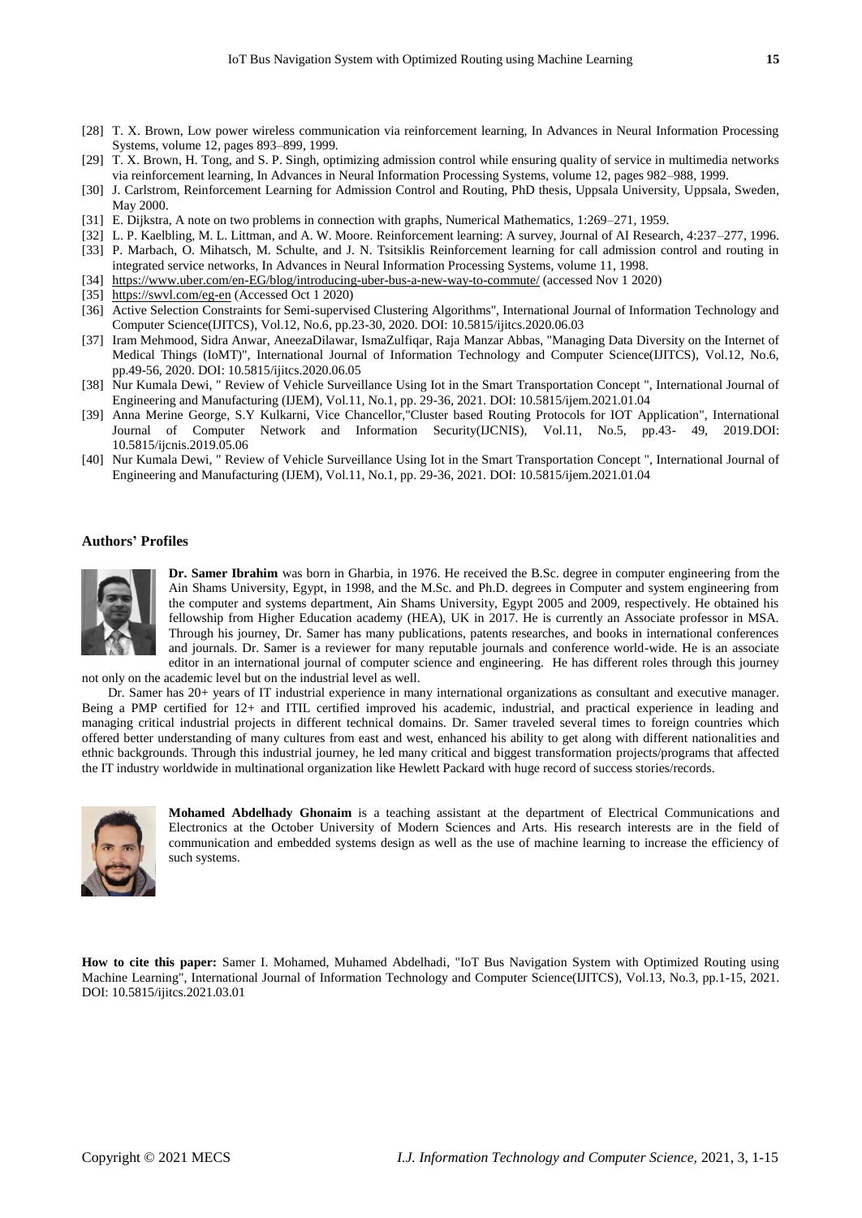[28] T. X. Brown, Low power wireless communication via reinforcement learning, In Advances in Neural Information Processing Systems, volume 12, pages 893–899, 1999.

[29] T. X. Brown, H. Tong, and S. P. Singh, optimizing admission control while ensuring quality of service in multimedia networks via reinforcement learning, In Advances in Neural Information Processing Systems, volume 12, pages 982–988, 1999.

[30] J. Carlstrom, Reinforcement Learning for Admission Control and Routing, PhD thesis, Uppsala University, Uppsala, Sweden, May 2000.

[31] E. Dijkstra, A note on two problems in connection with graphs, Numerical Mathematics, 1:269–271, 1959.

[32] L. P. Kaelbling, M. L. Littman, and A. W. Moore. Reinforcement learning: A survey, Journal of AI Research, 4:237–277, 1996.

[33] P. Marbach, O. Mihatsch, M. Schulte, and J. N. Tsitsiklis Reinforcement learning for call admission control and routing in integrated service networks, In Advances in Neural Information Processing Systems, volume 11, 1998.

[34] https://www.uber.com/en-EG/blog/introducing-uber-bus-a-new-way-to-commute/ (accessed Nov 1 2020)

[35] https://swvl.com/eg-en (Accessed Oct 1 2020)

[36] Active Selection Constraints for Semi-supervised Clustering Algorithms", International Journal of Information Technology and Computer Science(IJITCS), Vol.12, No.6, pp.23-30, 2020. DOI: 10.5815/ijitcs.2020.06.03

[37] Iram Mehmood, Sidra Anwar, AneezaDilawar, IsmaZulfiqar, Raja Manzar Abbas, "Managing Data Diversity on the Internet of Medical Things (IoMT)", International Journal of Information Technology and Computer Science(IJITCS), Vol.12, No.6, pp.49-56, 2020. DOI: 10.5815/ijitcs.2020.06.05

[38] Nur Kumala Dewi, " Review of Vehicle Surveillance Using Iot in the Smart Transportation Concept ", International Journal of Engineering and Manufacturing (IJEM), Vol.11, No.1, pp. 29-36, 2021. DOI: 10.5815/ijem.2021.01.04

[39] Anna Merine George, S.Y Kulkarni, Vice Chancellor,"Cluster based Routing Protocols for IOT Application", International Journal of Computer Network and Information Security(IJCNIS), Vol.11, No.5, pp.43- 49, 2019.DOI: 10.5815/ijcnis.2019.05.06

[40] Nur Kumala Dewi, " Review of Vehicle Surveillance Using Iot in the Smart Transportation Concept ", International Journal of Engineering and Manufacturing (IJEM), Vol.11, No.1, pp. 29-36, 2021. DOI: 10.5815/ijem.2021.01.04

### Authors' Profiles

**Dr. Samer Ibrahim** was born in Gharbia, in 1976. He received the B.Sc. degree in computer engineering from the Ain Shams University, Egypt, in 1998, and the M.Sc. and Ph.D. degrees in Computer and system engineering from the computer and systems department, Ain Shams University, Egypt 2005 and 2009, respectively. He obtained his fellowship from Higher Education academy (HEA), UK in 2017. He is currently an Associate professor in MSA. Through his journey, Dr. Samer has many publications, patents researches, and books in international conferences and journals. Dr. Samer is a reviewer for many reputable journals and conference world-wide. He is an associate editor in an international journal of computer science and engineering. He has different roles through this journey not only on the academic level but on the industrial level as well.

Dr. Samer has 20+ years of IT industrial experience in many international organizations as consultant and executive manager. Being a PMP certified for 12+ and ITIL certified improved his academic, industrial, and practical experience in leading and managing critical industrial projects in different technical domains. Dr. Samer traveled several times to foreign countries which offered better understanding of many cultures from east and west, enhanced his ability to get along with different nationalities and ethnic backgrounds. Through this industrial journey, he led many critical and biggest transformation projects/programs that affected the IT industry worldwide in multinational organization like Hewlett Packard with huge record of success stories/records.

**Mohamed Abdelhady Ghonaim** is a teaching assistant at the department of Electrical Communications and Electronics at the October University of Modern Sciences and Arts. His research interests are in the field of communication and embedded systems design as well as the use of machine learning to increase the efficiency of such systems.

**How to cite this paper:** Samer I. Mohamed, Muhamed Abdelhadi, "IoT Bus Navigation System with Optimized Routing using Machine Learning", International Journal of Information Technology and Computer Science(IJITCS), Vol.13, No.3, pp.1-15, 2021. DOI: 10.5815/ijitcs.2021.03.01